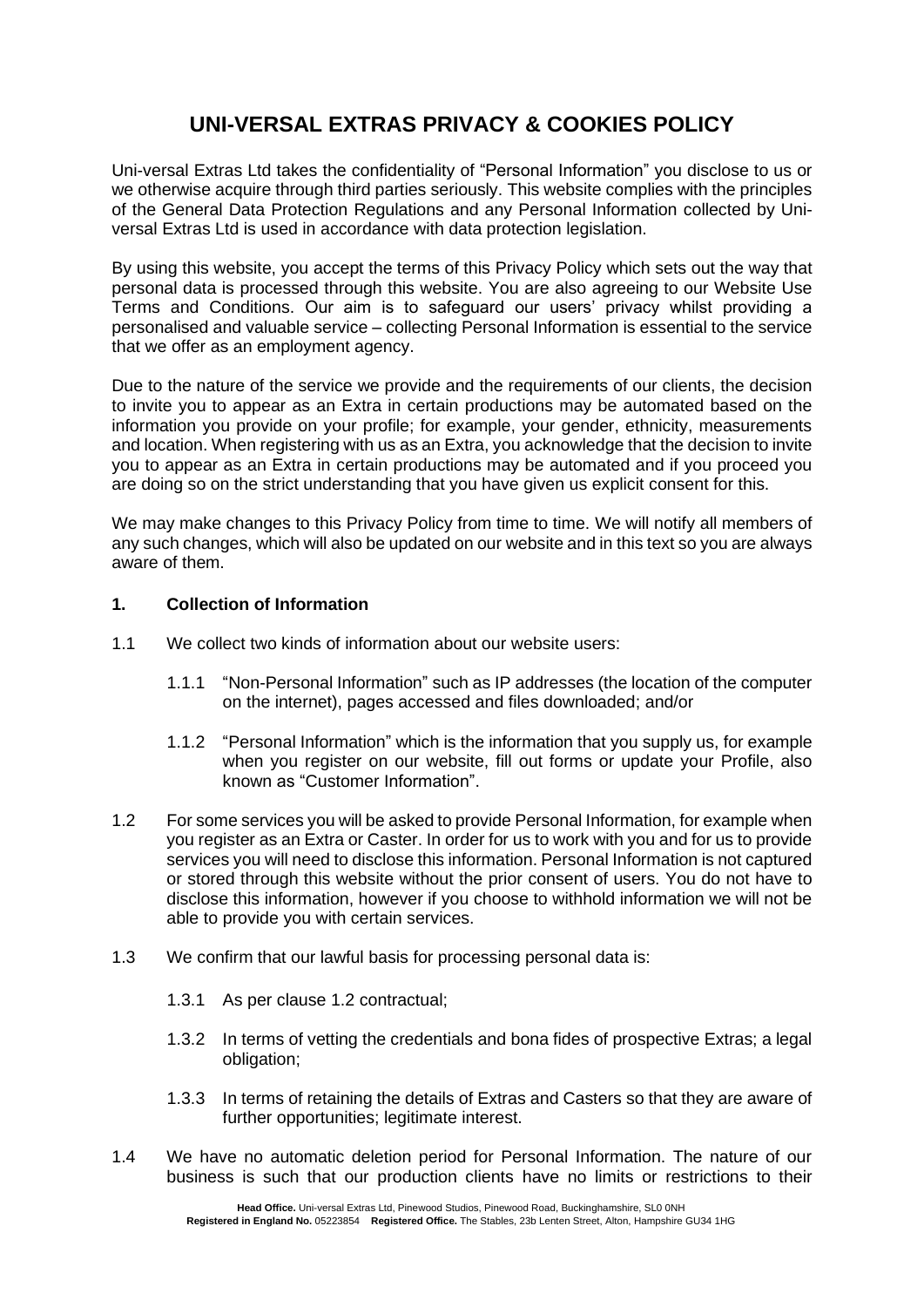# UNI-VERSAL EXTRAS PRIVACY & COOKIES POLICY

Uni-versal Extras Ltd takes the confidentiality of "Personal Information" you disclose to us or we otherwise acquire through third parties seriously. This website complies with the principles of the General Data Protection Regulations and any Personal Information collected by Uni-versal Extras Ltd is used in accordance with data protection legislation.

By using this website, you accept the terms of this Privacy Policy which sets out the way that personal data is processed through this website. You are also agreeing to our Website Use Terms and Conditions. Our aim is to safeguard our users' privacy whilst providing a personalised and valuable service – collecting Personal Information is essential to the service that we offer as an employment agency.

Due to the nature of the service we provide and the requirements of our clients, the decision to invite you to appear as an Extra in certain productions may be automated based on the information you provide on your profile; for example, your gender, ethnicity, measurements and location. When registering with us as an Extra, you acknowledge that the decision to invite you to appear as an Extra in certain productions may be automated and if you proceed you are doing so on the strict understanding that you have given us explicit consent for this.

We may make changes to this Privacy Policy from time to time. We will notify all members of any such changes, which will also be updated on our website and in this text so you are always aware of them.

## 1. Collection of Information

1.1 We collect two kinds of information about our website users:

1.1.1 "Non-Personal Information" such as IP addresses (the location of the computer on the internet), pages accessed and files downloaded; and/or

1.1.2 "Personal Information" which is the information that you supply us, for example when you register on our website, fill out forms or update your Profile, also known as "Customer Information".

1.2 For some services you will be asked to provide Personal Information, for example when you register as an Extra or Caster. In order for us to work with you and for us to provide services you will need to disclose this information. Personal Information is not captured or stored through this website without the prior consent of users. You do not have to disclose this information, however if you choose to withhold information we will not be able to provide you with certain services.

1.3 We confirm that our lawful basis for processing personal data is:

1.3.1 As per clause 1.2 contractual;

1.3.2 In terms of vetting the credentials and bona fides of prospective Extras; a legal obligation;

1.3.3 In terms of retaining the details of Extras and Casters so that they are aware of further opportunities; legitimate interest.

1.4 We have no automatic deletion period for Personal Information. The nature of our business is such that our production clients have no limits or restrictions to their

**Head Office.** Uni-versal Extras Ltd, Pinewood Studios, Pinewood Road, Buckinghamshire, SL0 0NH
**Registered in England No.** 05223854 **Registered Office.** The Stables, 23b Lenten Street, Alton, Hampshire GU34 1HG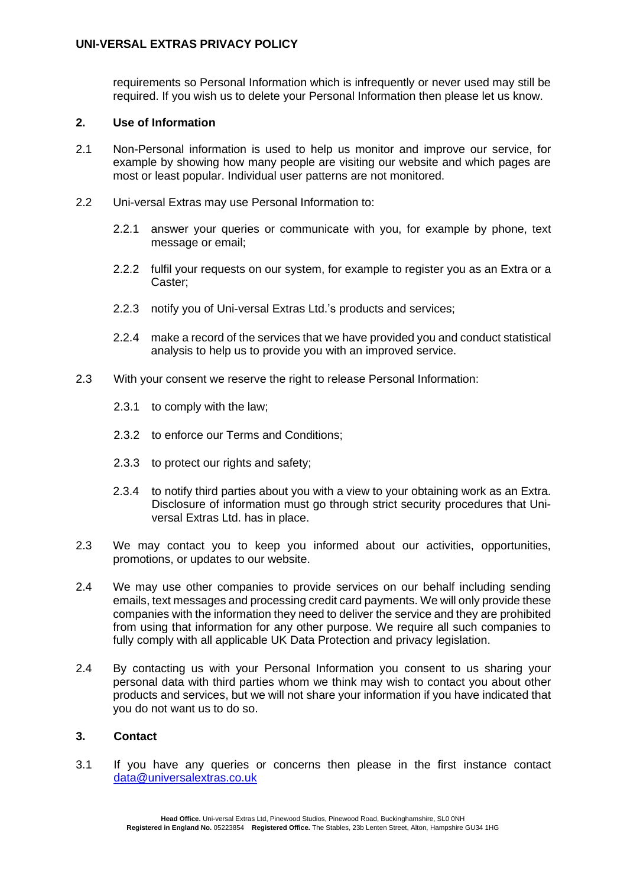requirements so Personal Information which is infrequently or never used may still be required. If you wish us to delete your Personal Information then please let us know.

## 2. Use of Information

2.1 Non-Personal information is used to help us monitor and improve our service, for example by showing how many people are visiting our website and which pages are most or least popular. Individual user patterns are not monitored.

2.2 Uni-versal Extras may use Personal Information to:

2.2.1 answer your queries or communicate with you, for example by phone, text message or email;

2.2.2 fulfil your requests on our system, for example to register you as an Extra or a Caster;

2.2.3 notify you of Uni-versal Extras Ltd.'s products and services;

2.2.4 make a record of the services that we have provided you and conduct statistical analysis to help us to provide you with an improved service.

2.3 With your consent we reserve the right to release Personal Information:

2.3.1 to comply with the law;

2.3.2 to enforce our Terms and Conditions;

2.3.3 to protect our rights and safety;

2.3.4 to notify third parties about you with a view to your obtaining work as an Extra. Disclosure of information must go through strict security procedures that Uni-versal Extras Ltd. has in place.

2.3 We may contact you to keep you informed about our activities, opportunities, promotions, or updates to our website.

2.4 We may use other companies to provide services on our behalf including sending emails, text messages and processing credit card payments. We will only provide these companies with the information they need to deliver the service and they are prohibited from using that information for any other purpose. We require all such companies to fully comply with all applicable UK Data Protection and privacy legislation.

2.4 By contacting us with your Personal Information you consent to us sharing your personal data with third parties whom we think may wish to contact you about other products and services, but we will not share your information if you have indicated that you do not want us to do so.

## 3. Contact

3.1 If you have any queries or concerns then please in the first instance contact data@universalextras.co.uk

**Head Office.** Uni-versal Extras Ltd, Pinewood Studios, Pinewood Road, Buckinghamshire, SL0 0NH
**Registered in England No.** 05223854 **Registered Office.** The Stables, 23b Lenten Street, Alton, Hampshire GU34 1HG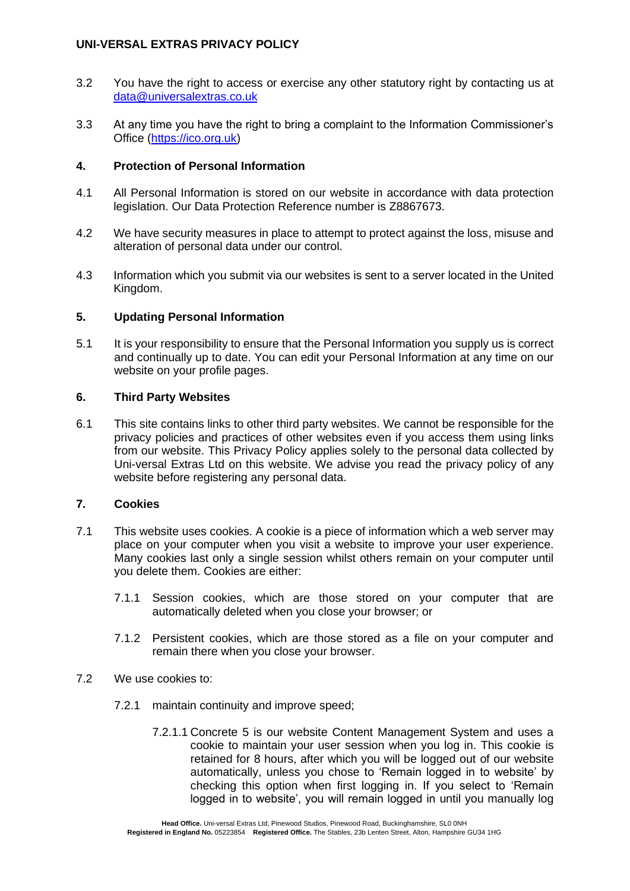3.2 You have the right to access or exercise any other statutory right by contacting us at [data@universalextras.co.uk](mailto:data@universalextras.co.uk)

3.3 At any time you have the right to bring a complaint to the Information Commissioner's Office ([https://ico.org.uk](https://ico.org.uk))

## 4. Protection of Personal Information

4.1 All Personal Information is stored on our website in accordance with data protection legislation. Our Data Protection Reference number is Z8867673.

4.2 We have security measures in place to attempt to protect against the loss, misuse and alteration of personal data under our control.

4.3 Information which you submit via our websites is sent to a server located in the United Kingdom.

## 5. Updating Personal Information

5.1 It is your responsibility to ensure that the Personal Information you supply us is correct and continually up to date. You can edit your Personal Information at any time on our website on your profile pages.

## 6. Third Party Websites

6.1 This site contains links to other third party websites. We cannot be responsible for the privacy policies and practices of other websites even if you access them using links from our website. This Privacy Policy applies solely to the personal data collected by Uni-versal Extras Ltd on this website. We advise you read the privacy policy of any website before registering any personal data.

## 7. Cookies

7.1 This website uses cookies. A cookie is a piece of information which a web server may place on your computer when you visit a website to improve your user experience. Many cookies last only a single session whilst others remain on your computer until you delete them. Cookies are either:

7.1.1 Session cookies, which are those stored on your computer that are automatically deleted when you close your browser; or

7.1.2 Persistent cookies, which are those stored as a file on your computer and remain there when you close your browser.

7.2 We use cookies to:

7.2.1 maintain continuity and improve speed;

7.2.1.1 Concrete 5 is our website Content Management System and uses a cookie to maintain your user session when you log in. This cookie is retained for 8 hours, after which you will be logged out of our website automatically, unless you chose to 'Remain logged in to website' by checking this option when first logging in. If you select to 'Remain logged in to website', you will remain logged in until you manually log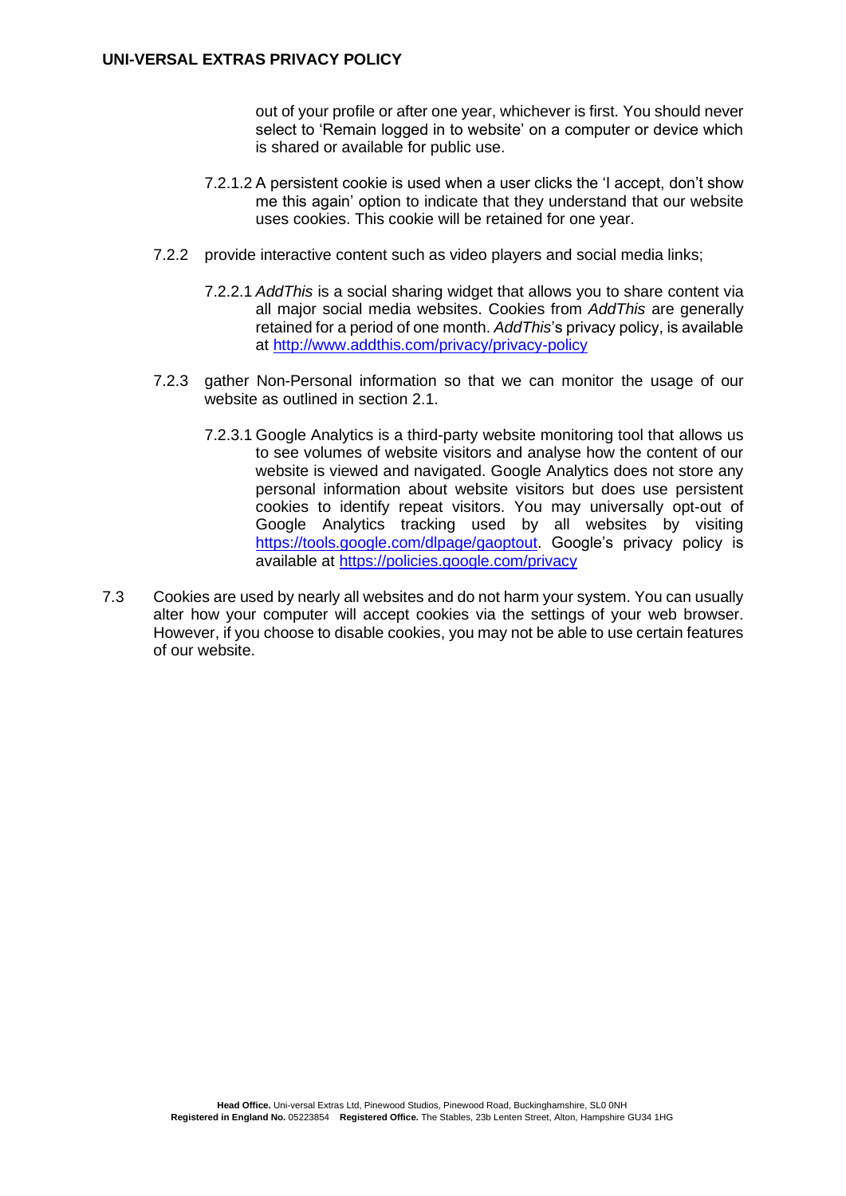out of your profile or after one year, whichever is first. You should never select to 'Remain logged in to website' on a computer or device which is shared or available for public use.

7.2.1.2 A persistent cookie is used when a user clicks the 'I accept, don't show me this again' option to indicate that they understand that our website uses cookies. This cookie will be retained for one year.

7.2.2 provide interactive content such as video players and social media links;

7.2.2.1 *AddThis* is a social sharing widget that allows you to share content via all major social media websites. Cookies from *AddThis* are generally retained for a period of one month. *AddThis*'s privacy policy, is available at http://www.addthis.com/privacy/privacy-policy

7.2.3 gather Non-Personal information so that we can monitor the usage of our website as outlined in section 2.1.

7.2.3.1 Google Analytics is a third-party website monitoring tool that allows us to see volumes of website visitors and analyse how the content of our website is viewed and navigated. Google Analytics does not store any personal information about website visitors but does use persistent cookies to identify repeat visitors. You may universally opt-out of Google Analytics tracking used by all websites by visiting https://tools.google.com/dlpage/gaoptout. Google's privacy policy is available at https://policies.google.com/privacy

7.3 Cookies are used by nearly all websites and do not harm your system. You can usually alter how your computer will accept cookies via the settings of your web browser. However, if you choose to disable cookies, you may not be able to use certain features of our website.